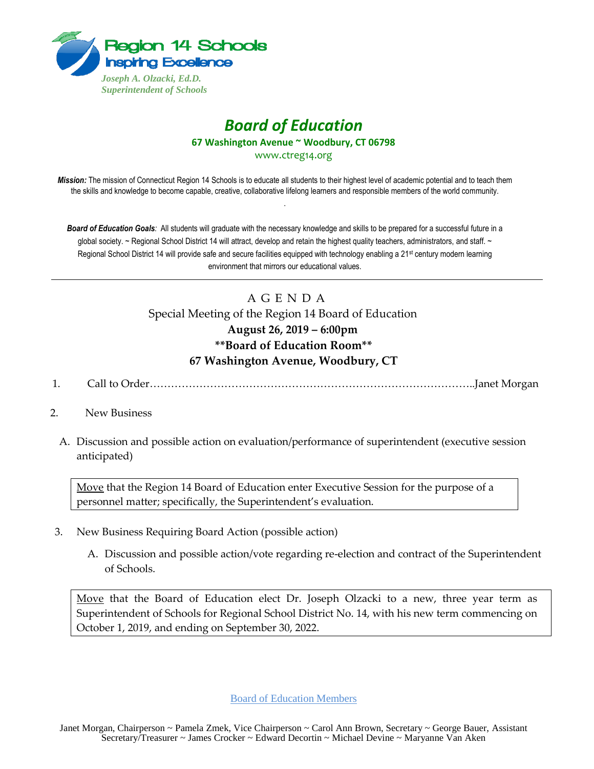Region 14 Schools
Inspiring Excellence
*Joseph A. Olzacki, Ed.D.*
*Superintendent of Schools*

# *Board of Education*

**67 Washington Avenue ~ Woodbury, CT 06798**
www.ctreg14.org

***Mission:*** The mission of Connecticut Region 14 Schools is to educate all students to their highest level of academic potential and to teach them the skills and knowledge to become capable, creative, collaborative lifelong learners and responsible members of the world community.

***Board of Education Goals:*** All students will graduate with the necessary knowledge and skills to be prepared for a successful future in a global society. ~ Regional School District 14 will attract, develop and retain the highest quality teachers, administrators, and staff. ~ Regional School District 14 will provide safe and secure facilities equipped with technology enabling a 21st century modern learning environment that mirrors our educational values.

---

## A G E N D A

Special Meeting of the Region 14 Board of Education
**August 26, 2019 – 6:00pm**
**\*\*Board of Education Room\*\***
**67 Washington Avenue, Woodbury, CT**

1. Call to Order…………………………………………………………………………..Janet Morgan

2. New Business

   A. Discussion and possible action on evaluation/performance of superintendent (executive session anticipated)

   > Move that the Region 14 Board of Education enter Executive Session for the purpose of a personnel matter; specifically, the Superintendent's evaluation.

3. New Business Requiring Board Action (possible action)

   A. Discussion and possible action/vote regarding re-election and contract of the Superintendent of Schools.

   > Move that the Board of Education elect Dr. Joseph Olzacki to a new, three year term as Superintendent of Schools for Regional School District No. 14, with his new term commencing on October 1, 2019, and ending on September 30, 2022.

Board of Education Members

Janet Morgan, Chairperson ~ Pamela Zmek, Vice Chairperson ~ Carol Ann Brown, Secretary ~ George Bauer, Assistant Secretary/Treasurer ~ James Crocker ~ Edward Decortin ~ Michael Devine ~ Maryanne Van Aken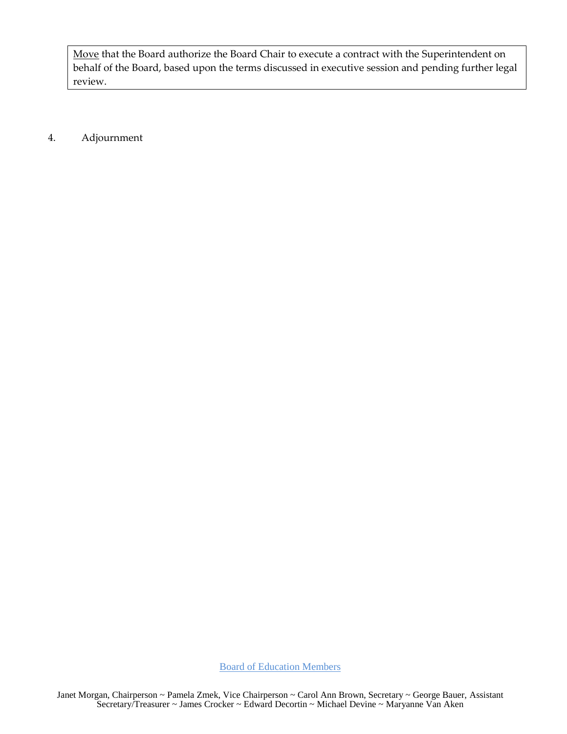<u>Move</u> that the Board authorize the Board Chair to execute a contract with the Superintendent on behalf of the Board, based upon the terms discussed in executive session and pending further legal review.

4. Adjournment

Board of Education Members

Janet Morgan, Chairperson ~ Pamela Zmek, Vice Chairperson ~ Carol Ann Brown, Secretary ~ George Bauer, Assistant Secretary/Treasurer ~ James Crocker ~ Edward Decortin ~ Michael Devine ~ Maryanne Van Aken